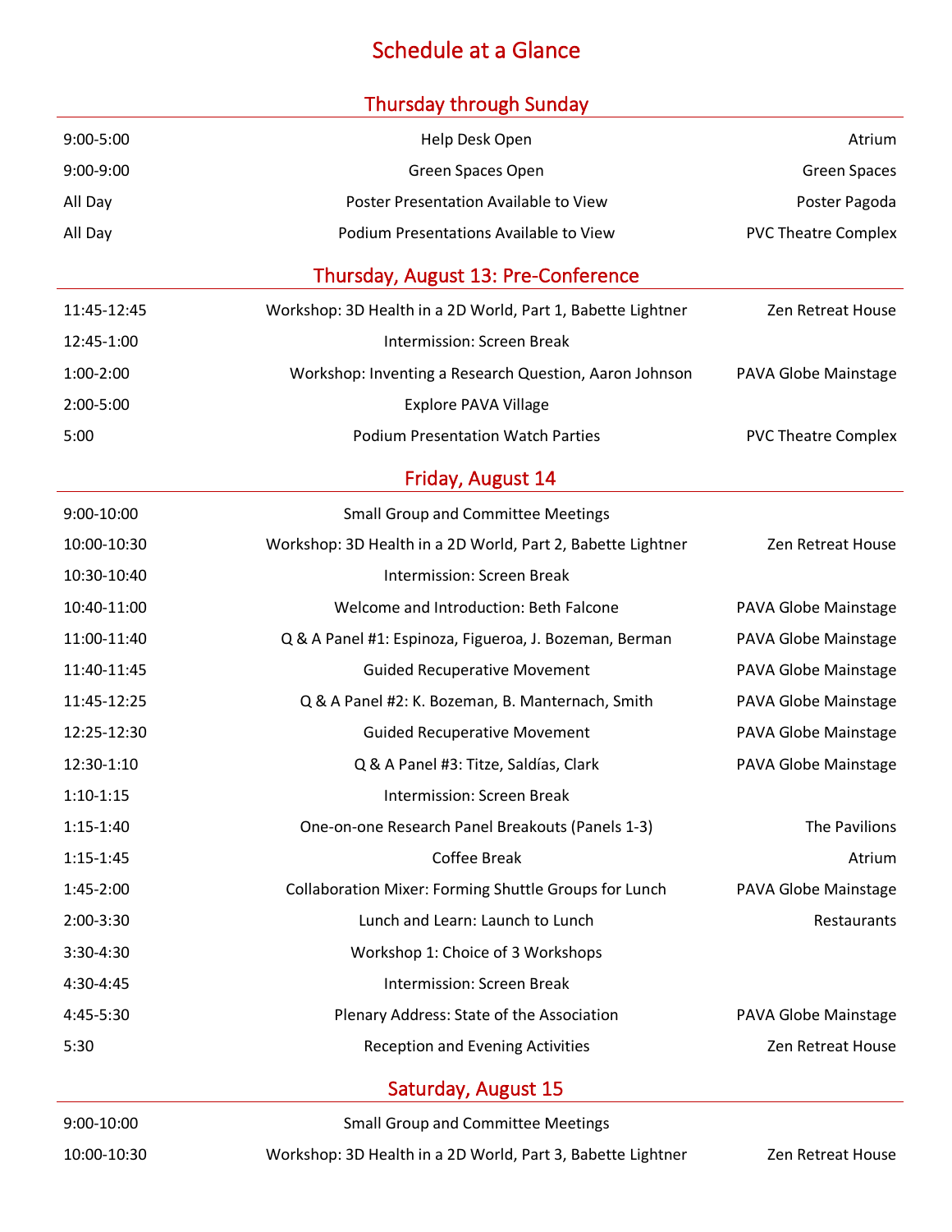# Schedule at a Glance

## Thursday through Sunday

| | | |
|---|---|---|
| 9:00-5:00 | Help Desk Open | Atrium |
| 9:00-9:00 | Green Spaces Open | Green Spaces |
| All Day | Poster Presentation Available to View | Poster Pagoda |
| All Day | Podium Presentations Available to View | PVC Theatre Complex |

## Thursday, August 13: Pre-Conference

| | | |
|---|---|---|
| 11:45-12:45 | Workshop: 3D Health in a 2D World, Part 1, Babette Lightner | Zen Retreat House |
| 12:45-1:00 | Intermission: Screen Break | |
| 1:00-2:00 | Workshop: Inventing a Research Question, Aaron Johnson | PAVA Globe Mainstage |
| 2:00-5:00 | Explore PAVA Village | |
| 5:00 | Podium Presentation Watch Parties | PVC Theatre Complex |

## Friday, August 14

| | | |
|---|---|---|
| 9:00-10:00 | Small Group and Committee Meetings | |
| 10:00-10:30 | Workshop: 3D Health in a 2D World, Part 2, Babette Lightner | Zen Retreat House |
| 10:30-10:40 | Intermission: Screen Break | |
| 10:40-11:00 | Welcome and Introduction: Beth Falcone | PAVA Globe Mainstage |
| 11:00-11:40 | Q & A Panel #1: Espinoza, Figueroa, J. Bozeman, Berman | PAVA Globe Mainstage |
| 11:40-11:45 | Guided Recuperative Movement | PAVA Globe Mainstage |
| 11:45-12:25 | Q & A Panel #2: K. Bozeman, B. Manternach, Smith | PAVA Globe Mainstage |
| 12:25-12:30 | Guided Recuperative Movement | PAVA Globe Mainstage |
| 12:30-1:10 | Q & A Panel #3: Titze, Saldías, Clark | PAVA Globe Mainstage |
| 1:10-1:15 | Intermission: Screen Break | |
| 1:15-1:40 | One-on-one Research Panel Breakouts (Panels 1-3) | The Pavilions |
| 1:15-1:45 | Coffee Break | Atrium |
| 1:45-2:00 | Collaboration Mixer: Forming Shuttle Groups for Lunch | PAVA Globe Mainstage |
| 2:00-3:30 | Lunch and Learn: Launch to Lunch | Restaurants |
| 3:30-4:30 | Workshop 1: Choice of 3 Workshops | |
| 4:30-4:45 | Intermission: Screen Break | |
| 4:45-5:30 | Plenary Address: State of the Association | PAVA Globe Mainstage |
| 5:30 | Reception and Evening Activities | Zen Retreat House |

## Saturday, August 15

| | | |
|---|---|---|
| 9:00-10:00 | Small Group and Committee Meetings | |
| 10:00-10:30 | Workshop: 3D Health in a 2D World, Part 3, Babette Lightner | Zen Retreat House |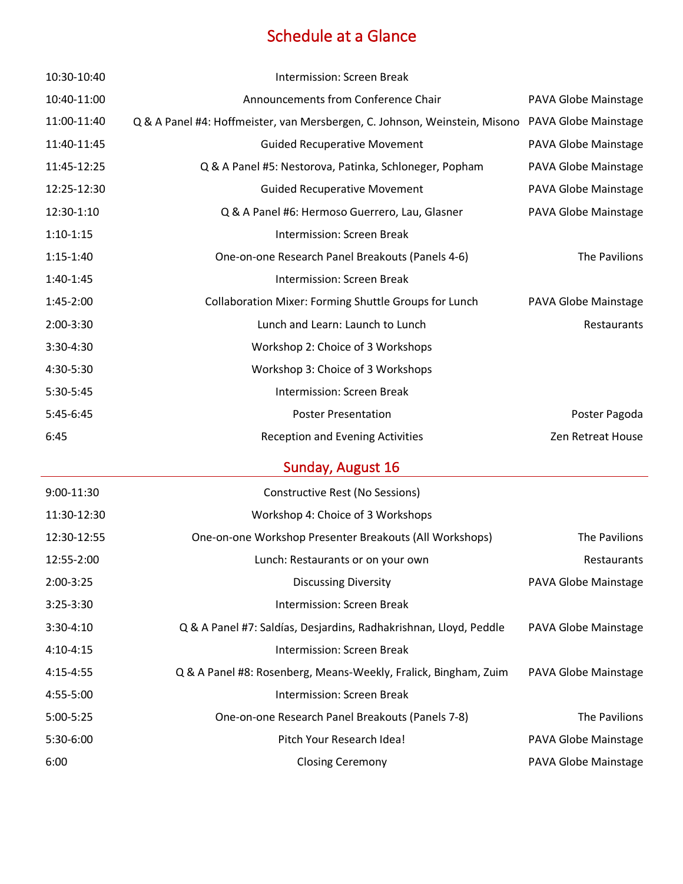# Schedule at a Glance

| | | |
|---|---|---|
| 10:30-10:40 | Intermission: Screen Break | |
| 10:40-11:00 | Announcements from Conference Chair | PAVA Globe Mainstage |
| 11:00-11:40 | Q & A Panel #4: Hoffmeister, van Mersbergen, C. Johnson, Weinstein, Misono | PAVA Globe Mainstage |
| 11:40-11:45 | Guided Recuperative Movement | PAVA Globe Mainstage |
| 11:45-12:25 | Q & A Panel #5: Nestorova, Patinka, Schloneger, Popham | PAVA Globe Mainstage |
| 12:25-12:30 | Guided Recuperative Movement | PAVA Globe Mainstage |
| 12:30-1:10 | Q & A Panel #6: Hermoso Guerrero, Lau, Glasner | PAVA Globe Mainstage |
| 1:10-1:15 | Intermission: Screen Break | |
| 1:15-1:40 | One-on-one Research Panel Breakouts (Panels 4-6) | The Pavilions |
| 1:40-1:45 | Intermission: Screen Break | |
| 1:45-2:00 | Collaboration Mixer: Forming Shuttle Groups for Lunch | PAVA Globe Mainstage |
| 2:00-3:30 | Lunch and Learn: Launch to Lunch | Restaurants |
| 3:30-4:30 | Workshop 2: Choice of 3 Workshops | |
| 4:30-5:30 | Workshop 3: Choice of 3 Workshops | |
| 5:30-5:45 | Intermission: Screen Break | |
| 5:45-6:45 | Poster Presentation | Poster Pagoda |
| 6:45 | Reception and Evening Activities | Zen Retreat House |

## Sunday, August 16

| | | |
|---|---|---|
| 9:00-11:30 | Constructive Rest (No Sessions) | |
| 11:30-12:30 | Workshop 4: Choice of 3 Workshops | |
| 12:30-12:55 | One-on-one Workshop Presenter Breakouts (All Workshops) | The Pavilions |
| 12:55-2:00 | Lunch: Restaurants or on your own | Restaurants |
| 2:00-3:25 | Discussing Diversity | PAVA Globe Mainstage |
| 3:25-3:30 | Intermission: Screen Break | |
| 3:30-4:10 | Q & A Panel #7: Saldías, Desjardins, Radhakrishnan, Lloyd, Peddle | PAVA Globe Mainstage |
| 4:10-4:15 | Intermission: Screen Break | |
| 4:15-4:55 | Q & A Panel #8: Rosenberg, Means-Weekly, Fralick, Bingham, Zuim | PAVA Globe Mainstage |
| 4:55-5:00 | Intermission: Screen Break | |
| 5:00-5:25 | One-on-one Research Panel Breakouts (Panels 7-8) | The Pavilions |
| 5:30-6:00 | Pitch Your Research Idea! | PAVA Globe Mainstage |
| 6:00 | Closing Ceremony | PAVA Globe Mainstage |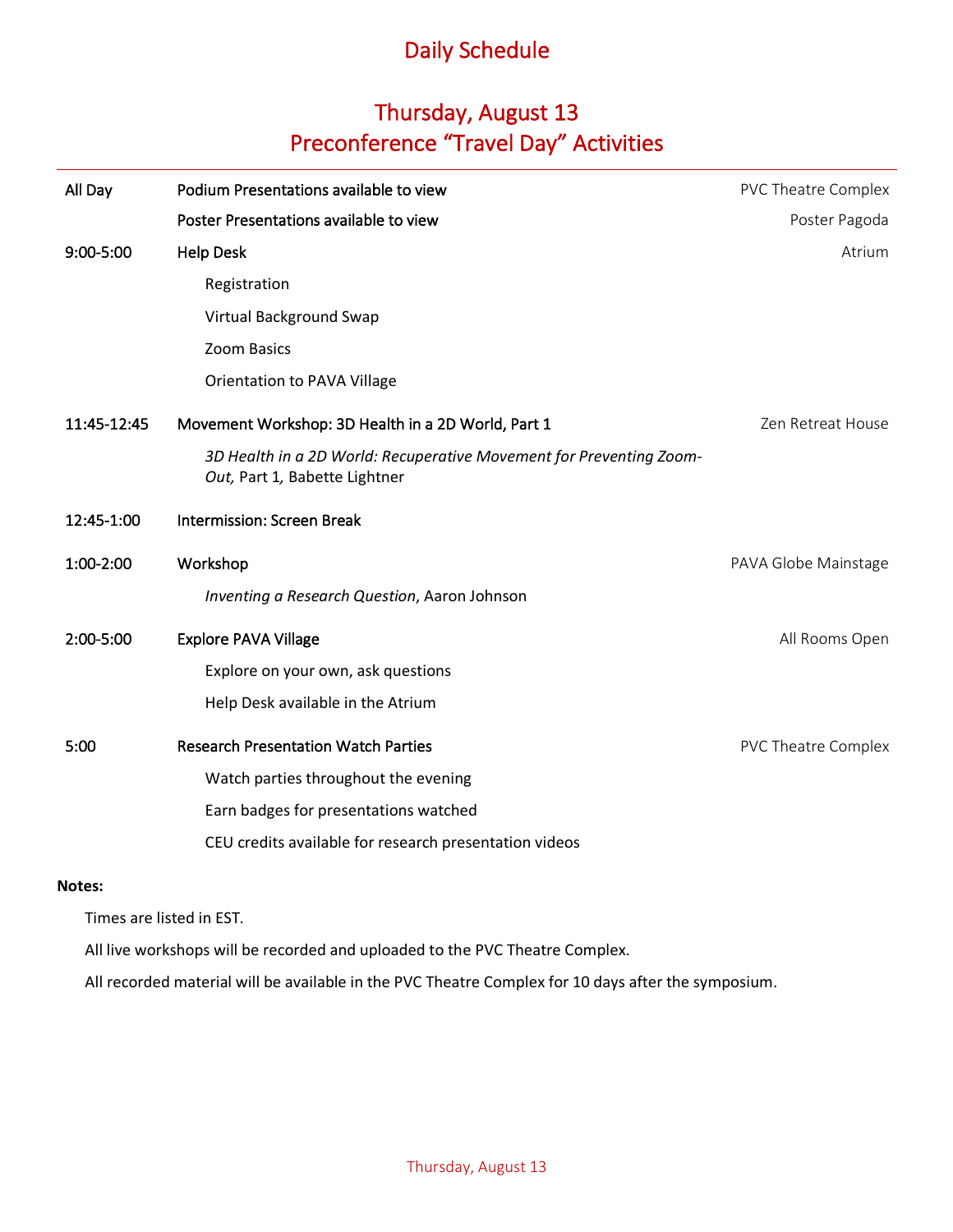# Daily Schedule

## Thursday, August 13
## Preconference "Travel Day" Activities

| Time | Activity | Location |
|---|---|---|
| All Day | Podium Presentations available to view | PVC Theatre Complex |
| | Poster Presentations available to view | Poster Pagoda |
| 9:00-5:00 | Help Desk | Atrium |
| | Registration | |
| | Virtual Background Swap | |
| | Zoom Basics | |
| | Orientation to PAVA Village | |
| 11:45-12:45 | Movement Workshop: 3D Health in a 2D World, Part 1 | Zen Retreat House |
| | *3D Health in a 2D World: Recuperative Movement for Preventing Zoom-Out,* Part 1, Babette Lightner | |
| 12:45-1:00 | Intermission: Screen Break | |
| 1:00-2:00 | Workshop | PAVA Globe Mainstage |
| | *Inventing a Research Question*, Aaron Johnson | |
| 2:00-5:00 | Explore PAVA Village | All Rooms Open |
| | Explore on your own, ask questions | |
| | Help Desk available in the Atrium | |
| 5:00 | Research Presentation Watch Parties | PVC Theatre Complex |
| | Watch parties throughout the evening | |
| | Earn badges for presentations watched | |
| | CEU credits available for research presentation videos | |

**Notes:**

Times are listed in EST.

All live workshops will be recorded and uploaded to the PVC Theatre Complex.

All recorded material will be available in the PVC Theatre Complex for 10 days after the symposium.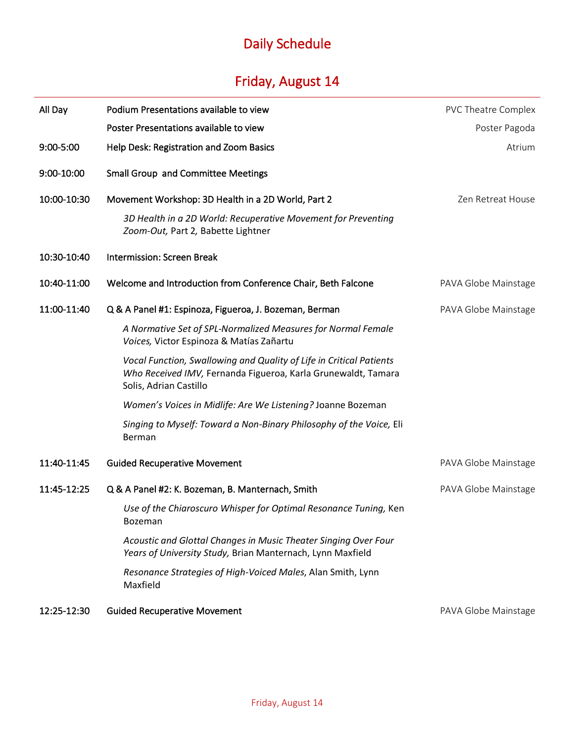# Daily Schedule

## Friday, August 14

| | | |
|---|---|---|
| All Day | Podium Presentations available to view | PVC Theatre Complex |
| | Poster Presentations available to view | Poster Pagoda |
| 9:00-5:00 | Help Desk: Registration and Zoom Basics | Atrium |
| 9:00-10:00 | Small Group and Committee Meetings | |
| 10:00-10:30 | Movement Workshop: 3D Health in a 2D World, Part 2 | Zen Retreat House |
| | *3D Health in a 2D World: Recuperative Movement for Preventing Zoom-Out,* Part 2*,* Babette Lightner | |
| 10:30-10:40 | Intermission: Screen Break | |
| 10:40-11:00 | Welcome and Introduction from Conference Chair, Beth Falcone | PAVA Globe Mainstage |
| 11:00-11:40 | Q & A Panel #1: Espinoza, Figueroa, J. Bozeman, Berman | PAVA Globe Mainstage |
| | *A Normative Set of SPL-Normalized Measures for Normal Female Voices,* Victor Espinoza & Matías Zañartu | |
| | *Vocal Function, Swallowing and Quality of Life in Critical Patients Who Received IMV,* Fernanda Figueroa, Karla Grunewaldt, Tamara Solis, Adrian Castillo | |
| | *Women's Voices in Midlife: Are We Listening?* Joanne Bozeman | |
| | *Singing to Myself: Toward a Non-Binary Philosophy of the Voice,* Eli Berman | |
| 11:40-11:45 | Guided Recuperative Movement | PAVA Globe Mainstage |
| 11:45-12:25 | Q & A Panel #2: K. Bozeman, B. Manternach, Smith | PAVA Globe Mainstage |
| | *Use of the Chiaroscuro Whisper for Optimal Resonance Tuning,* Ken Bozeman | |
| | *Acoustic and Glottal Changes in Music Theater Singing Over Four Years of University Study,* Brian Manternach, Lynn Maxfield | |
| | *Resonance Strategies of High-Voiced Males*, Alan Smith, Lynn Maxfield | |
| 12:25-12:30 | Guided Recuperative Movement | PAVA Globe Mainstage |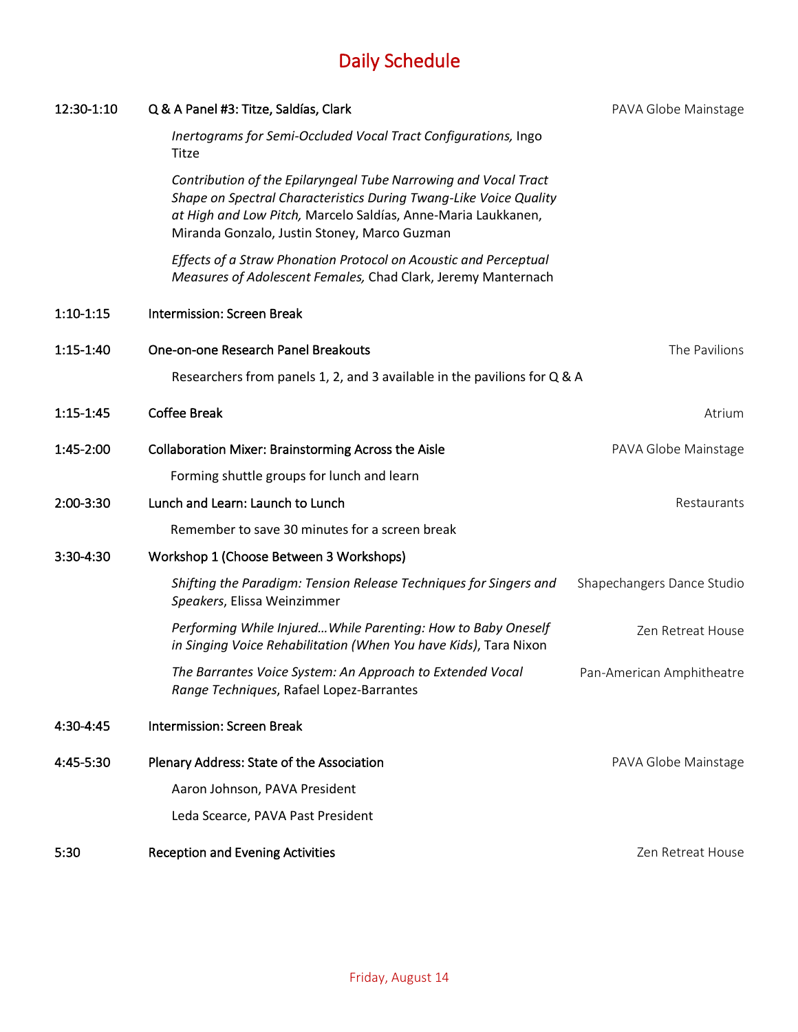# Daily Schedule

| Time | Event | Location |
|---|---|---|
| 12:30-1:10 | Q & A Panel #3: Titze, Saldías, Clark | PAVA Globe Mainstage |
| | *Inertograms for Semi-Occluded Vocal Tract Configurations,* Ingo Titze | |
| | *Contribution of the Epilaryngeal Tube Narrowing and Vocal Tract Shape on Spectral Characteristics During Twang-Like Voice Quality at High and Low Pitch,* Marcelo Saldías, Anne-Maria Laukkanen, Miranda Gonzalo, Justin Stoney, Marco Guzman | |
| | *Effects of a Straw Phonation Protocol on Acoustic and Perceptual Measures of Adolescent Females,* Chad Clark, Jeremy Manternach | |
| 1:10-1:15 | Intermission: Screen Break | |
| 1:15-1:40 | One-on-one Research Panel Breakouts | The Pavilions |
| | Researchers from panels 1, 2, and 3 available in the pavilions for Q & A | |
| 1:15-1:45 | Coffee Break | Atrium |
| 1:45-2:00 | Collaboration Mixer: Brainstorming Across the Aisle | PAVA Globe Mainstage |
| | Forming shuttle groups for lunch and learn | |
| 2:00-3:30 | Lunch and Learn: Launch to Lunch | Restaurants |
| | Remember to save 30 minutes for a screen break | |
| 3:30-4:30 | Workshop 1 (Choose Between 3 Workshops) | |
| | *Shifting the Paradigm: Tension Release Techniques for Singers and Speakers*, Elissa Weinzimmer | Shapechangers Dance Studio |
| | *Performing While Injured…While Parenting: How to Baby Oneself in Singing Voice Rehabilitation (When You have Kids)*, Tara Nixon | Zen Retreat House |
| | *The Barrantes Voice System: An Approach to Extended Vocal Range Techniques*, Rafael Lopez-Barrantes | Pan-American Amphitheatre |
| 4:30-4:45 | Intermission: Screen Break | |
| 4:45-5:30 | Plenary Address: State of the Association | PAVA Globe Mainstage |
| | Aaron Johnson, PAVA President | |
| | Leda Scearce, PAVA Past President | |
| 5:30 | Reception and Evening Activities | Zen Retreat House |

Friday, August 14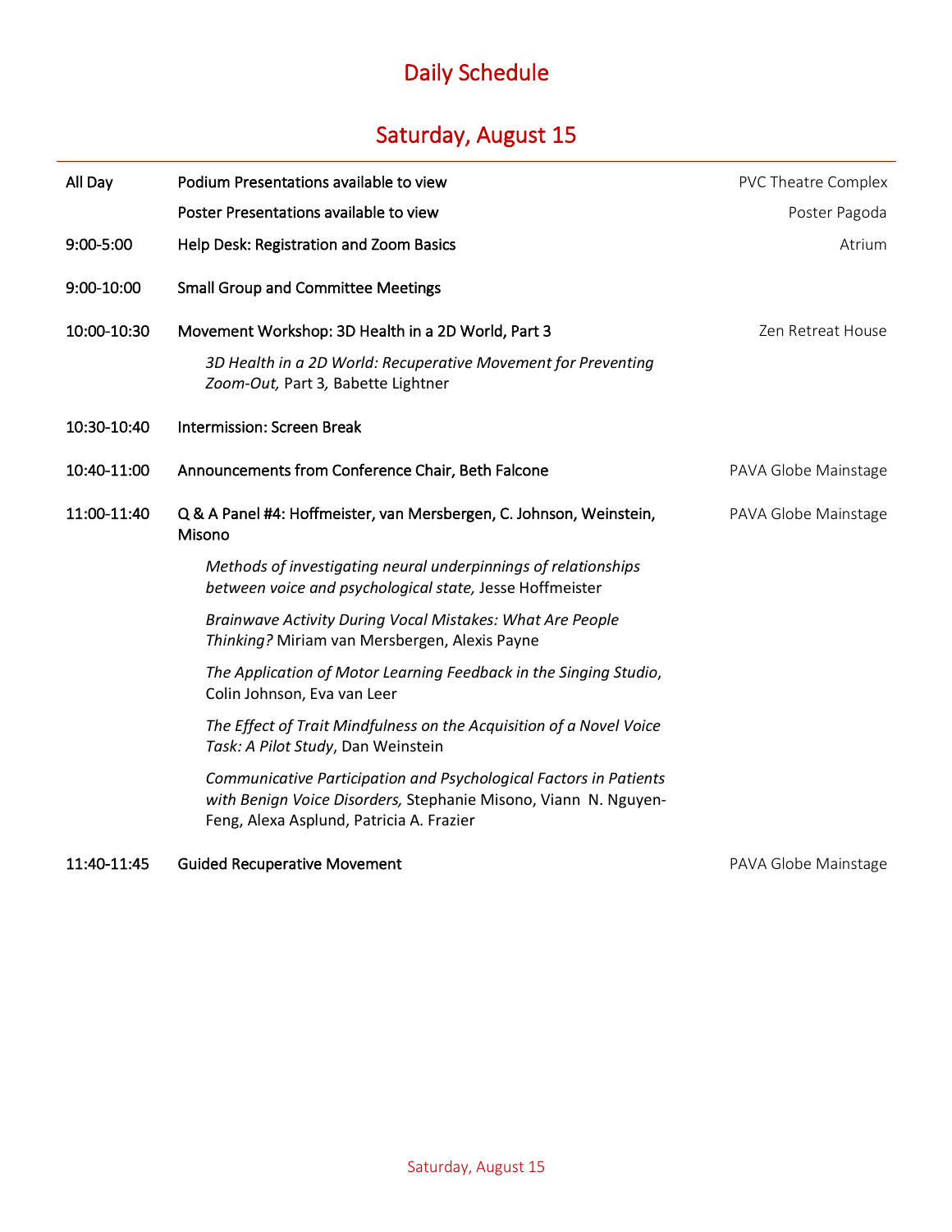# Daily Schedule

## Saturday, August 15

| Time | Event | Location |
|---|---|---|
| All Day | Podium Presentations available to view | PVC Theatre Complex |
| | Poster Presentations available to view | Poster Pagoda |
| 9:00-5:00 | Help Desk: Registration and Zoom Basics | Atrium |
| 9:00-10:00 | Small Group and Committee Meetings | |
| 10:00-10:30 | Movement Workshop: 3D Health in a 2D World, Part 3<br>*3D Health in a 2D World: Recuperative Movement for Preventing Zoom-Out,* Part 3*,* Babette Lightner | Zen Retreat House |
| 10:30-10:40 | Intermission: Screen Break | |
| 10:40-11:00 | Announcements from Conference Chair, Beth Falcone | PAVA Globe Mainstage |
| 11:00-11:40 | Q & A Panel #4: Hoffmeister, van Mersbergen, C. Johnson, Weinstein, Misono<br>*Methods of investigating neural underpinnings of relationships between voice and psychological state,* Jesse Hoffmeister<br>*Brainwave Activity During Vocal Mistakes: What Are People Thinking?* Miriam van Mersbergen, Alexis Payne<br>*The Application of Motor Learning Feedback in the Singing Studio*, Colin Johnson, Eva van Leer<br>*The Effect of Trait Mindfulness on the Acquisition of a Novel Voice Task: A Pilot Study*, Dan Weinstein<br>*Communicative Participation and Psychological Factors in Patients with Benign Voice Disorders,* Stephanie Misono, Viann N. Nguyen-Feng, Alexa Asplund, Patricia A. Frazier | PAVA Globe Mainstage |
| 11:40-11:45 | Guided Recuperative Movement | PAVA Globe Mainstage |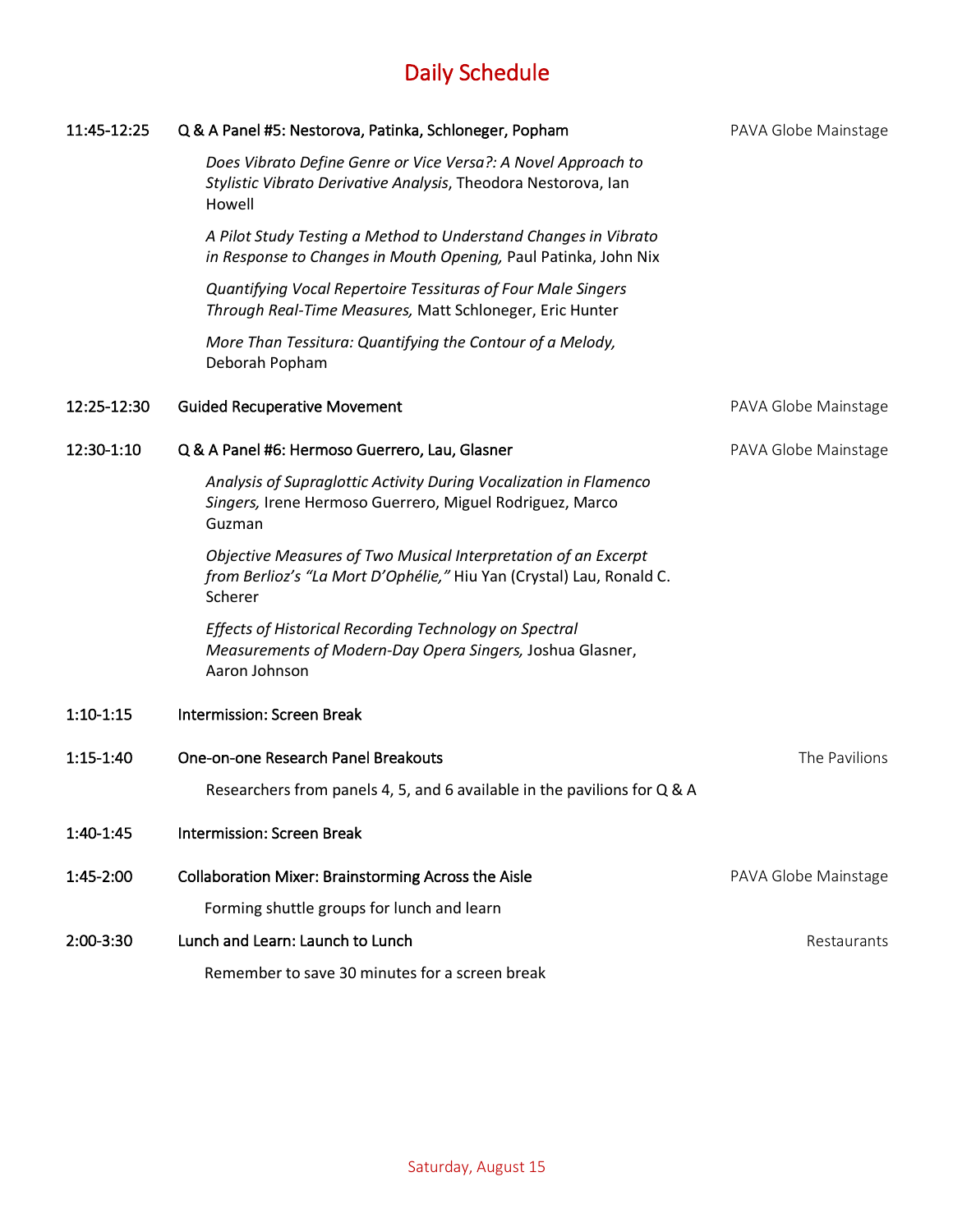# Daily Schedule

| Time | Event | Location |
|---|---|---|
| 11:45-12:25 | Q & A Panel #5: Nestorova, Patinka, Schloneger, Popham | PAVA Globe Mainstage |
| | *Does Vibrato Define Genre or Vice Versa?: A Novel Approach to Stylistic Vibrato Derivative Analysis*, Theodora Nestorova, Ian Howell | |
| | *A Pilot Study Testing a Method to Understand Changes in Vibrato in Response to Changes in Mouth Opening,* Paul Patinka, John Nix | |
| | *Quantifying Vocal Repertoire Tessituras of Four Male Singers Through Real-Time Measures,* Matt Schloneger, Eric Hunter | |
| | *More Than Tessitura: Quantifying the Contour of a Melody,* Deborah Popham | |
| 12:25-12:30 | Guided Recuperative Movement | PAVA Globe Mainstage |
| 12:30-1:10 | Q & A Panel #6: Hermoso Guerrero, Lau, Glasner | PAVA Globe Mainstage |
| | *Analysis of Supraglottic Activity During Vocalization in Flamenco Singers,* Irene Hermoso Guerrero, Miguel Rodriguez, Marco Guzman | |
| | *Objective Measures of Two Musical Interpretation of an Excerpt from Berlioz's "La Mort D'Ophélie,"* Hiu Yan (Crystal) Lau, Ronald C. Scherer | |
| | *Effects of Historical Recording Technology on Spectral Measurements of Modern-Day Opera Singers,* Joshua Glasner, Aaron Johnson | |
| 1:10-1:15 | Intermission: Screen Break | |
| 1:15-1:40 | One-on-one Research Panel Breakouts | The Pavilions |
| | Researchers from panels 4, 5, and 6 available in the pavilions for Q & A | |
| 1:40-1:45 | Intermission: Screen Break | |
| 1:45-2:00 | Collaboration Mixer: Brainstorming Across the Aisle | PAVA Globe Mainstage |
| | Forming shuttle groups for lunch and learn | |
| 2:00-3:30 | Lunch and Learn: Launch to Lunch | Restaurants |
| | Remember to save 30 minutes for a screen break | |

Saturday, August 15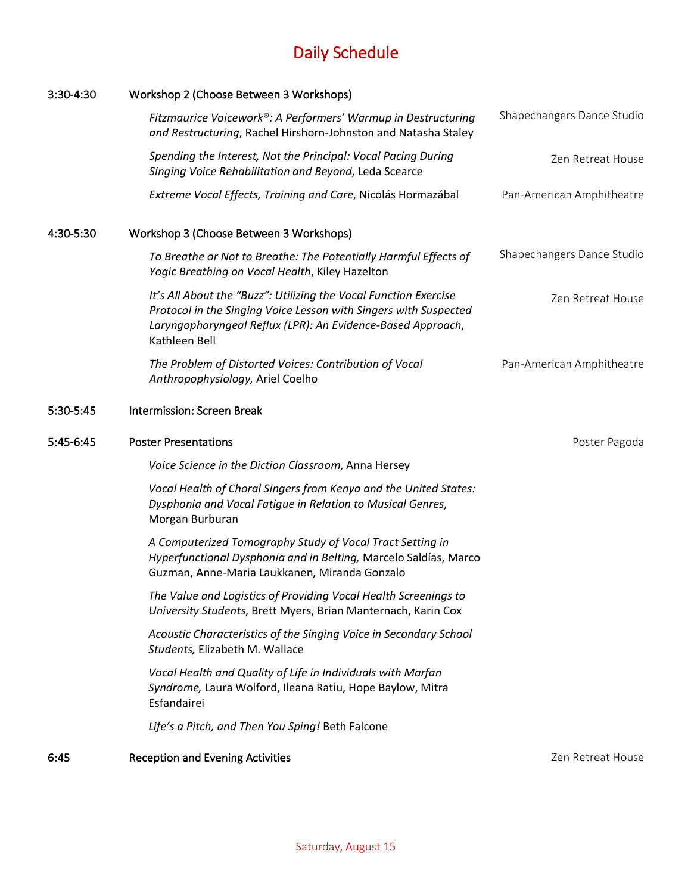# Daily Schedule

**3:30-4:30** — Workshop 2 (Choose Between 3 Workshops)

- *Fitzmaurice Voicework®: A Performers' Warmup in Destructuring and Restructuring*, Rachel Hirshorn-Johnston and Natasha Staley — Shapechangers Dance Studio
- *Spending the Interest, Not the Principal: Vocal Pacing During Singing Voice Rehabilitation and Beyond*, Leda Scearce — Zen Retreat House
- *Extreme Vocal Effects, Training and Care*, Nicolás Hormazábal — Pan-American Amphitheatre

**4:30-5:30** — Workshop 3 (Choose Between 3 Workshops)

- *To Breathe or Not to Breathe: The Potentially Harmful Effects of Yogic Breathing on Vocal Health*, Kiley Hazelton — Shapechangers Dance Studio
- *It's All About the "Buzz": Utilizing the Vocal Function Exercise Protocol in the Singing Voice Lesson with Singers with Suspected Laryngopharyngeal Reflux (LPR): An Evidence-Based Approach*, Kathleen Bell — Zen Retreat House
- *The Problem of Distorted Voices: Contribution of Vocal Anthropophysiology,* Ariel Coelho — Pan-American Amphitheatre

**5:30-5:45** — Intermission: Screen Break

**5:45-6:45** — Poster Presentations — Poster Pagoda

- *Voice Science in the Diction Classroom*, Anna Hersey
- *Vocal Health of Choral Singers from Kenya and the United States: Dysphonia and Vocal Fatigue in Relation to Musical Genres*, Morgan Burburan
- *A Computerized Tomography Study of Vocal Tract Setting in Hyperfunctional Dysphonia and in Belting,* Marcelo Saldías, Marco Guzman, Anne-Maria Laukkanen, Miranda Gonzalo
- *The Value and Logistics of Providing Vocal Health Screenings to University Students*, Brett Myers, Brian Manternach, Karin Cox
- *Acoustic Characteristics of the Singing Voice in Secondary School Students,* Elizabeth M. Wallace
- *Vocal Health and Quality of Life in Individuals with Marfan Syndrome,* Laura Wolford, Ileana Ratiu, Hope Baylow, Mitra Esfandairei
- *Life's a Pitch, and Then You Sping!* Beth Falcone

**6:45** — Reception and Evening Activities — Zen Retreat House

Saturday, August 15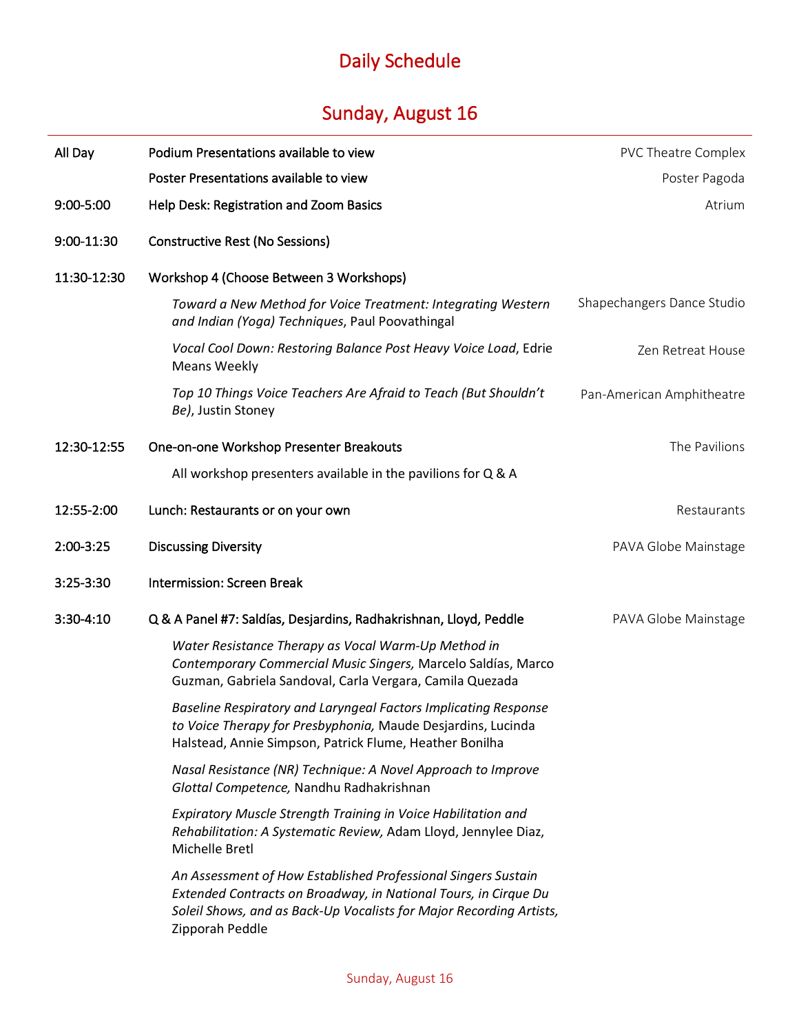# Daily Schedule

## Sunday, August 16

| | | |
|---|---|---|
| All Day | Podium Presentations available to view | PVC Theatre Complex |
| | Poster Presentations available to view | Poster Pagoda |
| 9:00-5:00 | Help Desk: Registration and Zoom Basics | Atrium |
| 9:00-11:30 | Constructive Rest (No Sessions) | |
| 11:30-12:30 | Workshop 4 (Choose Between 3 Workshops) | |
| | *Toward a New Method for Voice Treatment: Integrating Western and Indian (Yoga) Techniques*, Paul Poovathingal | Shapechangers Dance Studio |
| | *Vocal Cool Down: Restoring Balance Post Heavy Voice Load*, Edrie Means Weekly | Zen Retreat House |
| | *Top 10 Things Voice Teachers Are Afraid to Teach (But Shouldn't Be)*, Justin Stoney | Pan-American Amphitheatre |
| 12:30-12:55 | One-on-one Workshop Presenter Breakouts | The Pavilions |
| | All workshop presenters available in the pavilions for Q & A | |
| 12:55-2:00 | Lunch: Restaurants or on your own | Restaurants |
| 2:00-3:25 | Discussing Diversity | PAVA Globe Mainstage |
| 3:25-3:30 | Intermission: Screen Break | |
| 3:30-4:10 | Q & A Panel #7: Saldías, Desjardins, Radhakrishnan, Lloyd, Peddle | PAVA Globe Mainstage |
| | *Water Resistance Therapy as Vocal Warm-Up Method in Contemporary Commercial Music Singers,* Marcelo Saldías, Marco Guzman, Gabriela Sandoval, Carla Vergara, Camila Quezada | |
| | *Baseline Respiratory and Laryngeal Factors Implicating Response to Voice Therapy for Presbyphonia,* Maude Desjardins, Lucinda Halstead, Annie Simpson, Patrick Flume, Heather Bonilha | |
| | *Nasal Resistance (NR) Technique: A Novel Approach to Improve Glottal Competence,* Nandhu Radhakrishnan | |
| | *Expiratory Muscle Strength Training in Voice Habilitation and Rehabilitation: A Systematic Review,* Adam Lloyd, Jennylee Diaz, Michelle Bretl | |
| | *An Assessment of How Established Professional Singers Sustain Extended Contracts on Broadway, in National Tours, in Cirque Du Soleil Shows, and as Back-Up Vocalists for Major Recording Artists,* Zipporah Peddle | |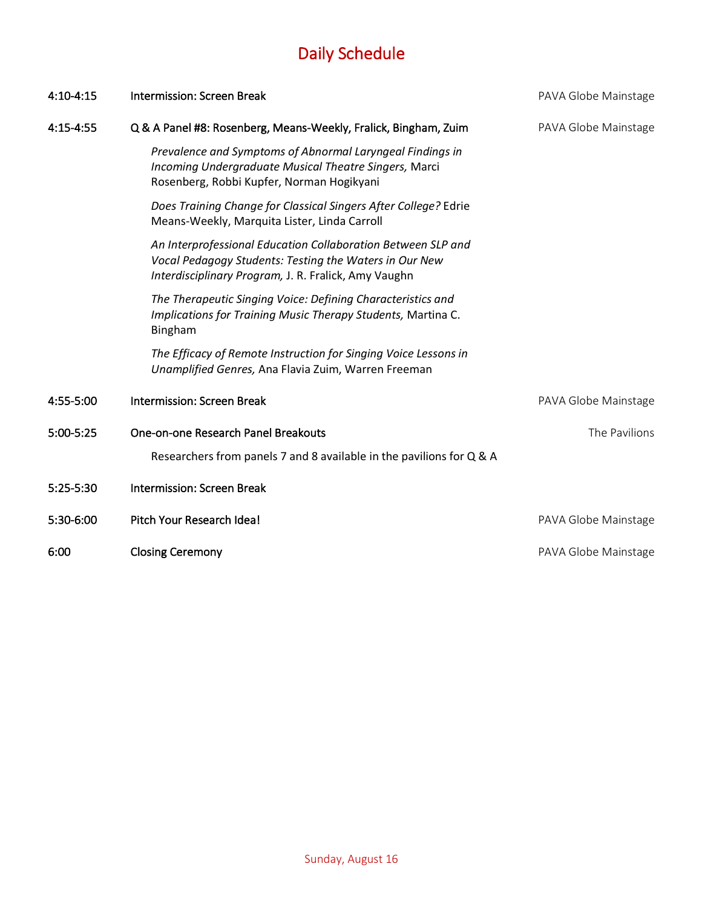# Daily Schedule

| | | |
|---|---|---|
| 4:10-4:15 | Intermission: Screen Break | PAVA Globe Mainstage |
| 4:15-4:55 | Q & A Panel #8: Rosenberg, Means-Weekly, Fralick, Bingham, Zuim | PAVA Globe Mainstage |
| | *Prevalence and Symptoms of Abnormal Laryngeal Findings in Incoming Undergraduate Musical Theatre Singers,* Marci Rosenberg, Robbi Kupfer, Norman Hogikyani | |
| | *Does Training Change for Classical Singers After College?* Edrie Means-Weekly, Marquita Lister, Linda Carroll | |
| | *An Interprofessional Education Collaboration Between SLP and Vocal Pedagogy Students: Testing the Waters in Our New Interdisciplinary Program,* J. R. Fralick, Amy Vaughn | |
| | *The Therapeutic Singing Voice: Defining Characteristics and Implications for Training Music Therapy Students,* Martina C. Bingham | |
| | *The Efficacy of Remote Instruction for Singing Voice Lessons in Unamplified Genres,* Ana Flavia Zuim, Warren Freeman | |
| 4:55-5:00 | Intermission: Screen Break | PAVA Globe Mainstage |
| 5:00-5:25 | One-on-one Research Panel Breakouts | The Pavilions |
| | Researchers from panels 7 and 8 available in the pavilions for Q & A | |
| 5:25-5:30 | Intermission: Screen Break | |
| 5:30-6:00 | Pitch Your Research Idea! | PAVA Globe Mainstage |
| 6:00 | Closing Ceremony | PAVA Globe Mainstage |

Sunday, August 16